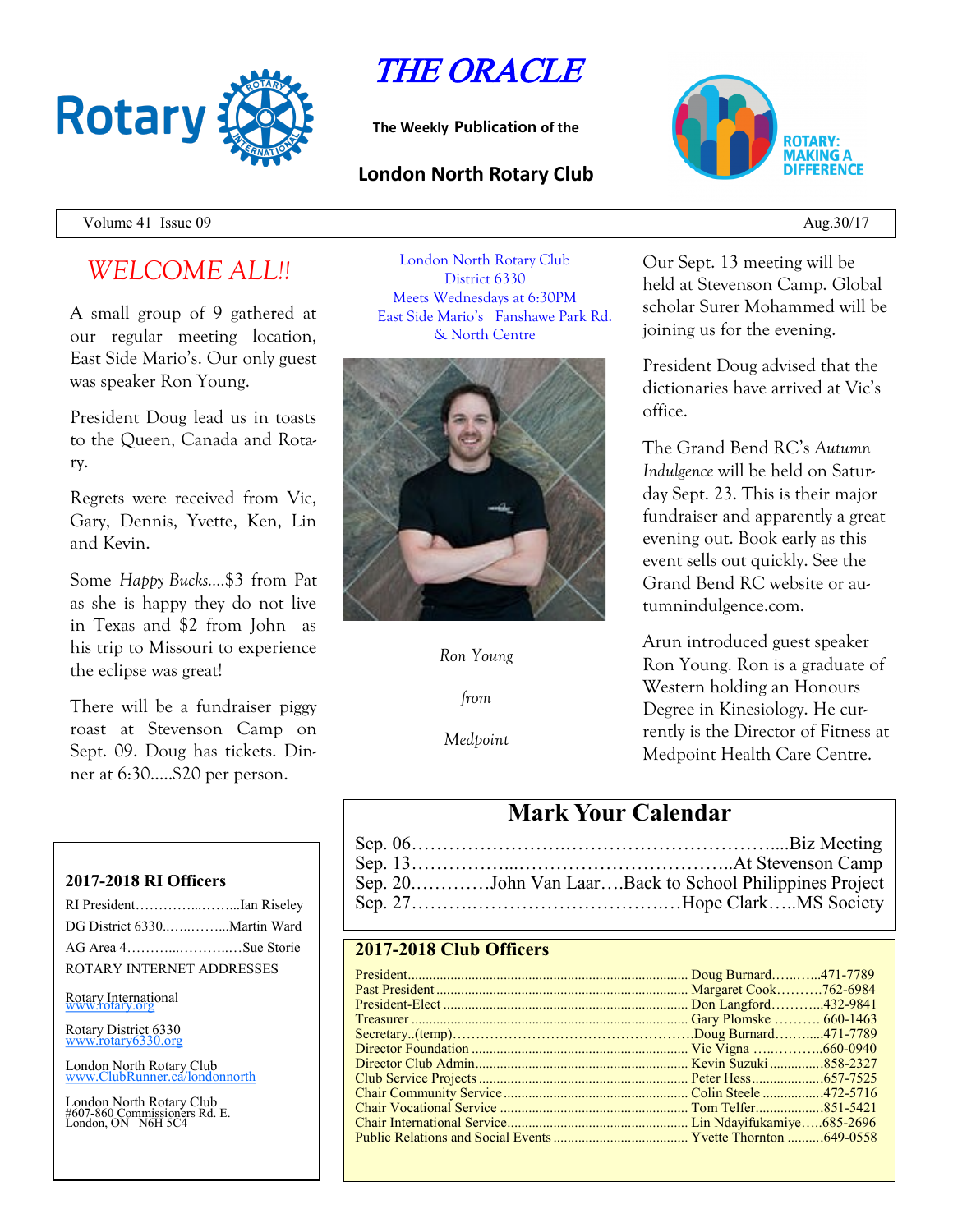# THE ORACLE

**The Weekly Publication of the**

## London North Rotary Club

ROTARY: MAKING A DIFFERENCE

Volume 41 Issue 09 — Aug.30/17

## *WELCOME ALL!!*

A small group of 9 gathered at our regular meeting location, East Side Mario's. Our only guest was speaker Ron Young.

President Doug lead us in toasts to the Queen, Canada and Rotary.

Regrets were received from Vic, Gary, Dennis, Yvette, Ken, Lin and Kevin.

Some *Happy Bucks*….$3 from Pat as she is happy they do not live in Texas and $2 from John as his trip to Missouri to experience the eclipse was great!

There will be a fundraiser piggy roast at Stevenson Camp on Sept. 09. Doug has tickets. Dinner at 6:30…..$20 per person.

London North Rotary Club
District 6330
Meets Wednesdays at 6:30PM
East Side Mario's Fanshawe Park Rd. & North Centre

*Ron Young*

*from*

*Medpoint*

Our Sept. 13 meeting will be held at Stevenson Camp. Global scholar Surer Mohammed will be joining us for the evening.

President Doug advised that the dictionaries have arrived at Vic's office.

The Grand Bend RC's *Autumn Indulgence* will be held on Saturday Sept. 23. This is their major fundraiser and apparently a great evening out. Book early as this event sells out quickly. See the Grand Bend RC website or autumnindulgence.com.

Arun introduced guest speaker Ron Young. Ron is a graduate of Western holding an Honours Degree in Kinesiology. He currently is the Director of Fitness at Medpoint Health Care Centre.

## Mark Your Calendar

Sep. 06……………………..…………………………….....Biz Meeting
Sep. 13……………...…………………………….At Stevenson Camp
Sep. 20.…………John Van Laar….Back to School Philippines Project
Sep. 27……….……………………….…Hope Clark…..MS Society

### 2017-2018 RI Officers

RI President…………...……...Ian Riseley
DG District 6330..…..……...Martin Ward
AG Area 4………...………..…Sue Storie

ROTARY INTERNET ADDRESSES

Rotary International
www.rotary.org

Rotary District 6330
www.rotary6330.org

London North Rotary Club
www.ClubRunner.ca/londonnorth

London North Rotary Club
#607-860 Commissioners Rd. E.
London, ON N6H 5C4

### 2017-2018 Club Officers

| Position | Name | Phone |
|---|---|---|
| President | Doug Burnard | 471-7789 |
| Past President | Margaret Cook | 762-6984 |
| President-Elect | Don Langford | 432-9841 |
| Treasurer | Gary Plomske | 660-1463 |
| Secretary..(temp) | Doug Burnard | 471-7789 |
| Director Foundation | Vic Vigna | 660-0940 |
| Director Club Admin | Kevin Suzuki | 858-2327 |
| Club Service Projects | Peter Hess | 657-7525 |
| Chair Community Service | Colin Steele | 472-5716 |
| Chair Vocational Service | Tom Telfer | 851-5421 |
| Chair International Service | Lin Ndayifukamiye | 685-2696 |
| Public Relations and Social Events | Yvette Thornton | 649-0558 |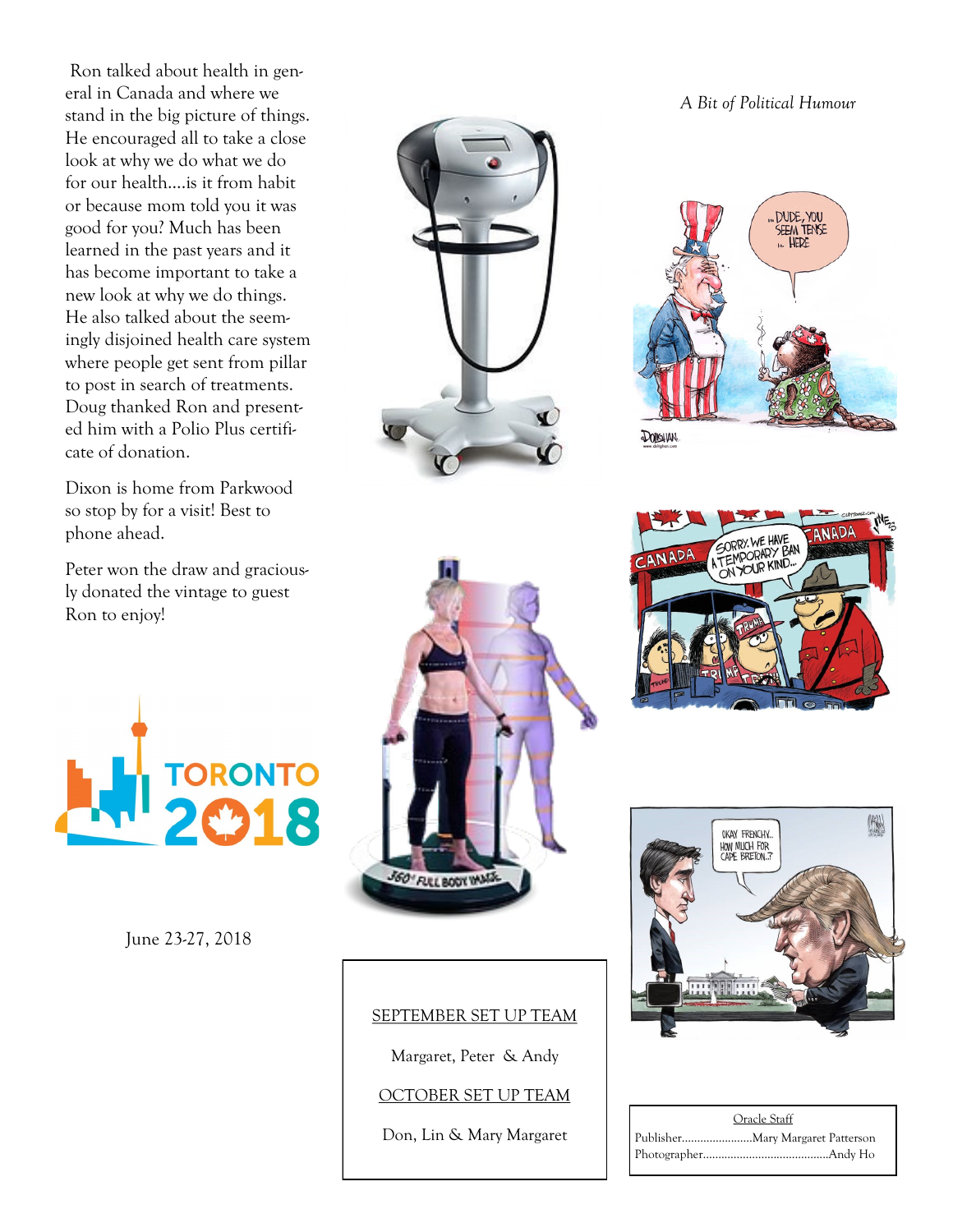Ron talked about health in general in Canada and where we stand in the big picture of things. He encouraged all to take a close look at why we do what we do for our health....is it from habit or because mom told you it was good for you? Much has been learned in the past years and it has become important to take a new look at why we do things. He also talked about the seemingly disjoined health care system where people get sent from pillar to post in search of treatments. Doug thanked Ron and presented him with a Polio Plus certificate of donation.

Dixon is home from Parkwood so stop by for a visit! Best to phone ahead.

Peter won the draw and graciously donated the vintage to guest Ron to enjoy!

TORONTO 2018

June 23-27, 2018

*A Bit of Political Humour*

SEPTEMBER SET UP TEAM

Margaret, Peter & Andy

OCTOBER SET UP TEAM

Don, Lin & Mary Margaret

Oracle Staff

Publisher......................Mary Margaret Patterson

Photographer........................................Andy Ho